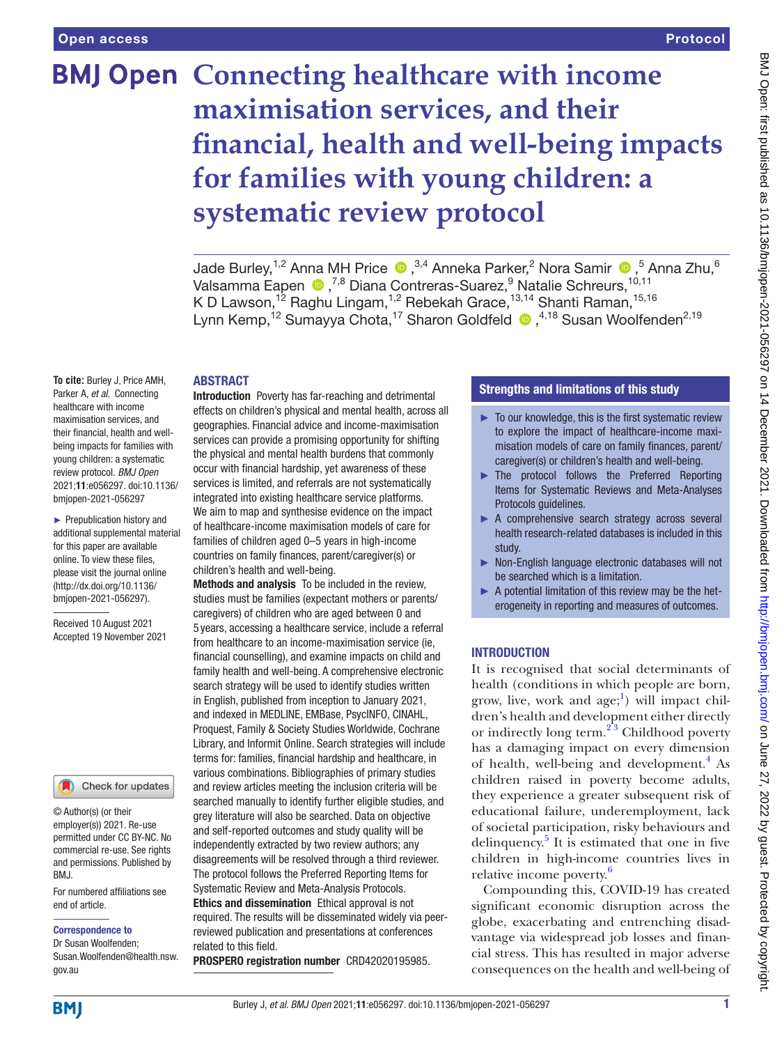Open access

Protocol

# Connecting healthcare with income maximisation services, and their financial, health and well-being impacts for families with young children: a systematic review protocol

Jade Burley,[1,2] Anna MH Price,[3,4] Anneka Parker,[2] Nora Samir,[5] Anna Zhu,[6] Valsamma Eapen,[7,8] Diana Contreras-Suarez,[9] Natalie Schreurs,[10,11] K D Lawson,[12] Raghu Lingam,[1,2] Rebekah Grace,[13,14] Shanti Raman,[15,16] Lynn Kemp,[12] Sumayya Chota,[17] Sharon Goldfeld,[4,18] Susan Woolfenden[2,19]

**To cite:** Burley J, Price AMH, Parker A, *et al*. Connecting healthcare with income maximisation services, and their financial, health and well-being impacts for families with young children: a systematic review protocol. *BMJ Open* 2021;**11**:e056297. doi:10.1136/bmjopen-2021-056297

► Prepublication history and additional supplemental material for this paper are available online. To view these files, please visit the journal online (http://dx.doi.org/10.1136/bmjopen-2021-056297).

Received 10 August 2021
Accepted 19 November 2021

© Author(s) (or their employer(s)) 2021. Re-use permitted under CC BY-NC. No commercial re-use. See rights and permissions. Published by BMJ.

For numbered affiliations see end of article.

**Correspondence to**
Dr Susan Woolfenden;
Susan.Woolfenden@health.nsw.gov.au

## ABSTRACT

**Introduction** Poverty has far-reaching and detrimental effects on children's physical and mental health, across all geographies. Financial advice and income-maximisation services can provide a promising opportunity for shifting the physical and mental health burdens that commonly occur with financial hardship, yet awareness of these services is limited, and referrals are not systematically integrated into existing healthcare service platforms. We aim to map and synthesise evidence on the impact of healthcare-income maximisation models of care for families of children aged 0–5 years in high-income countries on family finances, parent/caregiver(s) or children's health and well-being.

**Methods and analysis** To be included in the review, studies must be families (expectant mothers or parents/caregivers) of children who are aged between 0 and 5 years, accessing a healthcare service, include a referral from healthcare to an income-maximisation service (ie, financial counselling), and examine impacts on child and family health and well-being. A comprehensive electronic search strategy will be used to identify studies written in English, published from inception to January 2021, and indexed in MEDLINE, EMBase, PsycINFO, CINAHL, Proquest, Family & Society Studies Worldwide, Cochrane Library, and Informit Online. Search strategies will include terms for: families, financial hardship and healthcare, in various combinations. Bibliographies of primary studies and review articles meeting the inclusion criteria will be searched manually to identify further eligible studies, and grey literature will also be searched. Data on objective and self-reported outcomes and study quality will be independently extracted by two review authors; any disagreements will be resolved through a third reviewer. The protocol follows the Preferred Reporting Items for Systematic Review and Meta-Analysis Protocols.

**Ethics and dissemination** Ethical approval is not required. The results will be disseminated widely via peer-reviewed publication and presentations at conferences related to this field.

**PROSPERO registration number** CRD42020195985.

## Strengths and limitations of this study

- ► To our knowledge, this is the first systematic review to explore the impact of healthcare-income maximisation models of care on family finances, parent/caregiver(s) or children's health and well-being.
- ► The protocol follows the Preferred Reporting Items for Systematic Reviews and Meta-Analyses Protocols guidelines.
- ► A comprehensive search strategy across several health research-related databases is included in this study.
- ► Non-English language electronic databases will not be searched which is a limitation.
- ► A potential limitation of this review may be the heterogeneity in reporting and measures of outcomes.

## INTRODUCTION

It is recognised that social determinants of health (conditions in which people are born, grow, live, work and age;[1]) will impact children's health and development either directly or indirectly long term.[2,3] Childhood poverty has a damaging impact on every dimension of health, well-being and development.[4] As children raised in poverty become adults, they experience a greater subsequent risk of educational failure, underemployment, lack of societal participation, risky behaviours and delinquency.[5] It is estimated that one in five children in high-income countries lives in relative income poverty.[6]

Compounding this, COVID-19 has created significant economic disruption across the globe, exacerbating and entrenching disadvantage via widespread job losses and financial stress. This has resulted in major adverse consequences on the health and well-being of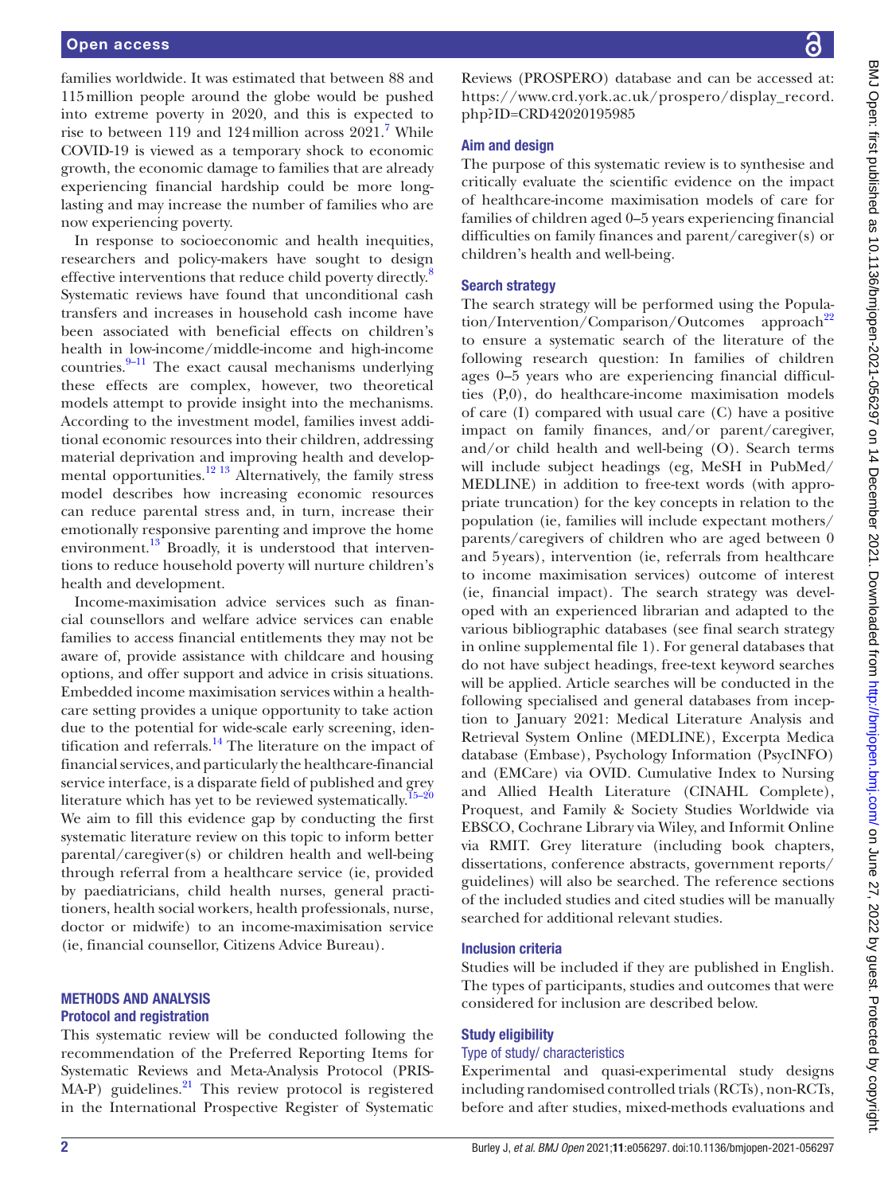families worldwide. It was estimated that between 88 and 115 million people around the globe would be pushed into extreme poverty in 2020, and this is expected to rise to between 119 and 124 million across 2021.[7] While COVID-19 is viewed as a temporary shock to economic growth, the economic damage to families that are already experiencing financial hardship could be more long-lasting and may increase the number of families who are now experiencing poverty.

In response to socioeconomic and health inequities, researchers and policy-makers have sought to design effective interventions that reduce child poverty directly.[8] Systematic reviews have found that unconditional cash transfers and increases in household cash income have been associated with beneficial effects on children's health in low-income/middle-income and high-income countries.[9–11] The exact causal mechanisms underlying these effects are complex, however, two theoretical models attempt to provide insight into the mechanisms. According to the investment model, families invest additional economic resources into their children, addressing material deprivation and improving health and developmental opportunities.[12 13] Alternatively, the family stress model describes how increasing economic resources can reduce parental stress and, in turn, increase their emotionally responsive parenting and improve the home environment.[13] Broadly, it is understood that interventions to reduce household poverty will nurture children's health and development.

Income-maximisation advice services such as financial counsellors and welfare advice services can enable families to access financial entitlements they may not be aware of, provide assistance with childcare and housing options, and offer support and advice in crisis situations. Embedded income maximisation services within a healthcare setting provides a unique opportunity to take action due to the potential for wide-scale early screening, identification and referrals.[14] The literature on the impact of financial services, and particularly the healthcare-financial service interface, is a disparate field of published and grey literature which has yet to be reviewed systematically.[15–20] We aim to fill this evidence gap by conducting the first systematic literature review on this topic to inform better parental/caregiver(s) or children health and well-being through referral from a healthcare service (ie, provided by paediatricians, child health nurses, general practitioners, health social workers, health professionals, nurse, doctor or midwife) to an income-maximisation service (ie, financial counsellor, Citizens Advice Bureau).

## METHODS AND ANALYSIS

### Protocol and registration

This systematic review will be conducted following the recommendation of the Preferred Reporting Items for Systematic Reviews and Meta-Analysis Protocol (PRISMA-P) guidelines.[21] This review protocol is registered in the International Prospective Register of Systematic Reviews (PROSPERO) database and can be accessed at: https://www.crd.york.ac.uk/prospero/display_record.php?ID=CRD42020195985

### Aim and design

The purpose of this systematic review is to synthesise and critically evaluate the scientific evidence on the impact of healthcare-income maximisation models of care for families of children aged 0–5 years experiencing financial difficulties on family finances and parent/caregiver(s) or children's health and well-being.

### Search strategy

The search strategy will be performed using the Population/Intervention/Comparison/Outcomes approach[22] to ensure a systematic search of the literature of the following research question: In families of children ages 0–5 years who are experiencing financial difficulties (P,0), do healthcare-income maximisation models of care (I) compared with usual care (C) have a positive impact on family finances, and/or parent/caregiver, and/or child health and well-being (O). Search terms will include subject headings (eg, MeSH in PubMed/MEDLINE) in addition to free-text words (with appropriate truncation) for the key concepts in relation to the population (ie, families will include expectant mothers/parents/caregivers of children who are aged between 0 and 5 years), intervention (ie, referrals from healthcare to income maximisation services) outcome of interest (ie, financial impact). The search strategy was developed with an experienced librarian and adapted to the various bibliographic databases (see final search strategy in online supplemental file 1). For general databases that do not have subject headings, free-text keyword searches will be applied. Article searches will be conducted in the following specialised and general databases from inception to January 2021: Medical Literature Analysis and Retrieval System Online (MEDLINE), Excerpta Medica database (Embase), Psychology Information (PsycINFO) and (EMCare) via OVID. Cumulative Index to Nursing and Allied Health Literature (CINAHL Complete), Proquest, and Family & Society Studies Worldwide via EBSCO, Cochrane Library via Wiley, and Informit Online via RMIT. Grey literature (including book chapters, dissertations, conference abstracts, government reports/guidelines) will also be searched. The reference sections of the included studies and cited studies will be manually searched for additional relevant studies.

### Inclusion criteria

Studies will be included if they are published in English. The types of participants, studies and outcomes that were considered for inclusion are described below.

### Study eligibility

#### Type of study/ characteristics

Experimental and quasi-experimental study designs including randomised controlled trials (RCTs), non-RCTs, before and after studies, mixed-methods evaluations and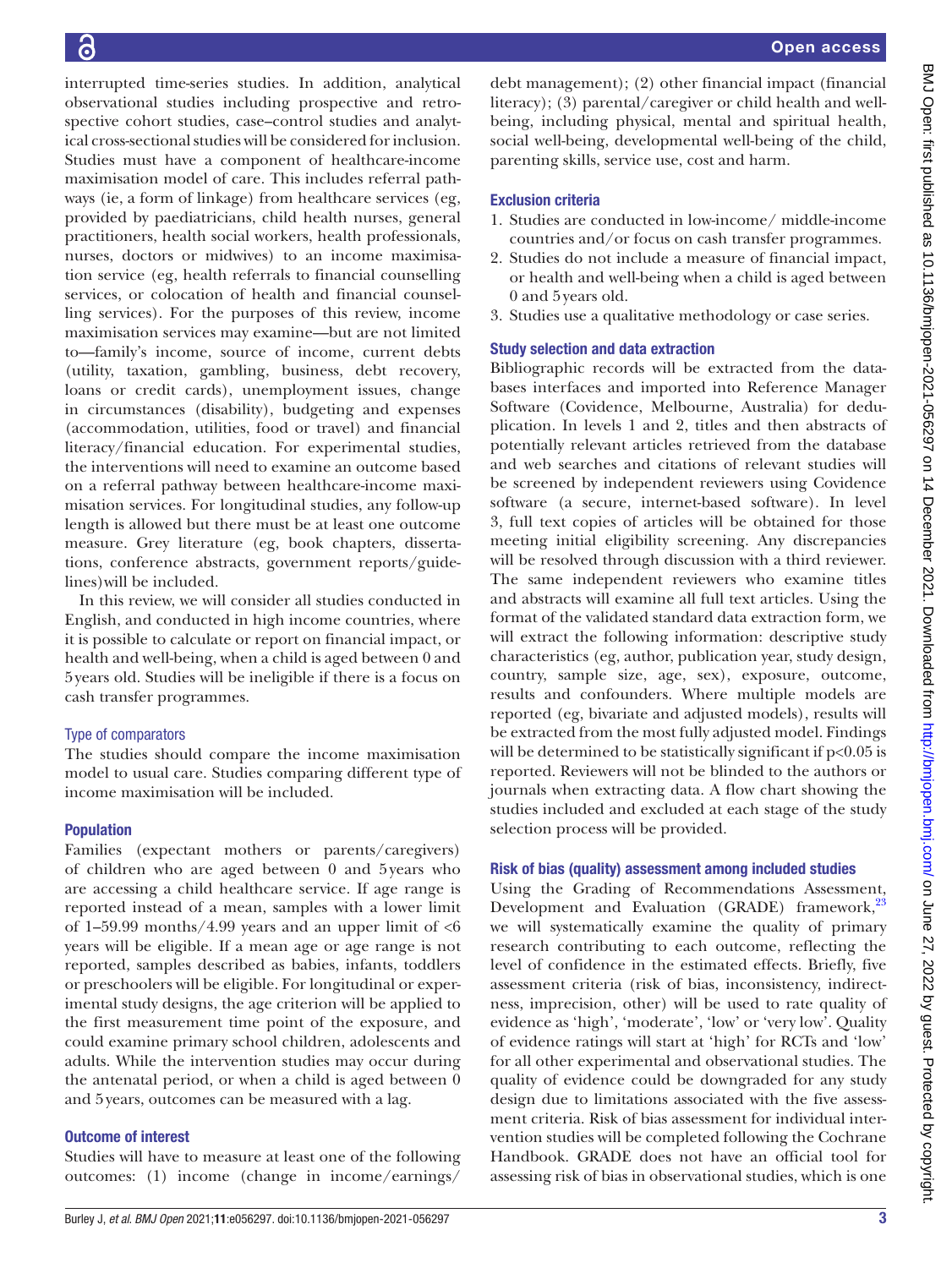interrupted time-series studies. In addition, analytical observational studies including prospective and retrospective cohort studies, case–control studies and analytical cross-sectional studies will be considered for inclusion. Studies must have a component of healthcare-income maximisation model of care. This includes referral pathways (ie, a form of linkage) from healthcare services (eg, provided by paediatricians, child health nurses, general practitioners, health social workers, health professionals, nurses, doctors or midwives) to an income maximisation service (eg, health referrals to financial counselling services, or colocation of health and financial counselling services). For the purposes of this review, income maximisation services may examine—but are not limited to—family's income, source of income, current debts (utility, taxation, gambling, business, debt recovery, loans or credit cards), unemployment issues, change in circumstances (disability), budgeting and expenses (accommodation, utilities, food or travel) and financial literacy/financial education. For experimental studies, the interventions will need to examine an outcome based on a referral pathway between healthcare-income maximisation services. For longitudinal studies, any follow-up length is allowed but there must be at least one outcome measure. Grey literature (eg, book chapters, dissertations, conference abstracts, government reports/guidelines) will be included.

In this review, we will consider all studies conducted in English, and conducted in high income countries, where it is possible to calculate or report on financial impact, or health and well-being, when a child is aged between 0 and 5 years old. Studies will be ineligible if there is a focus on cash transfer programmes.

### Type of comparators

The studies should compare the income maximisation model to usual care. Studies comparing different type of income maximisation will be included.

### Population

Families (expectant mothers or parents/caregivers) of children who are aged between 0 and 5 years who are accessing a child healthcare service. If age range is reported instead of a mean, samples with a lower limit of 1–59.99 months/4.99 years and an upper limit of <6 years will be eligible. If a mean age or age range is not reported, samples described as babies, infants, toddlers or preschoolers will be eligible. For longitudinal or experimental study designs, the age criterion will be applied to the first measurement time point of the exposure, and could examine primary school children, adolescents and adults. While the intervention studies may occur during the antenatal period, or when a child is aged between 0 and 5 years, outcomes can be measured with a lag.

### Outcome of interest

Studies will have to measure at least one of the following outcomes: (1) income (change in income/earnings/debt management); (2) other financial impact (financial literacy); (3) parental/caregiver or child health and well-being, including physical, mental and spiritual health, social well-being, developmental well-being of the child, parenting skills, service use, cost and harm.

### Exclusion criteria

1. Studies are conducted in low-income/ middle-income countries and/or focus on cash transfer programmes.
2. Studies do not include a measure of financial impact, or health and well-being when a child is aged between 0 and 5 years old.
3. Studies use a qualitative methodology or case series.

### Study selection and data extraction

Bibliographic records will be extracted from the databases interfaces and imported into Reference Manager Software (Covidence, Melbourne, Australia) for deduplication. In levels 1 and 2, titles and then abstracts of potentially relevant articles retrieved from the database and web searches and citations of relevant studies will be screened by independent reviewers using Covidence software (a secure, internet-based software). In level 3, full text copies of articles will be obtained for those meeting initial eligibility screening. Any discrepancies will be resolved through discussion with a third reviewer. The same independent reviewers who examine titles and abstracts will examine all full text articles. Using the format of the validated standard data extraction form, we will extract the following information: descriptive study characteristics (eg, author, publication year, study design, country, sample size, age, sex), exposure, outcome, results and confounders. Where multiple models are reported (eg, bivariate and adjusted models), results will be extracted from the most fully adjusted model. Findings will be determined to be statistically significant if $p<0.05$ is reported. Reviewers will not be blinded to the authors or journals when extracting data. A flow chart showing the studies included and excluded at each stage of the study selection process will be provided.

### Risk of bias (quality) assessment among included studies

Using the Grading of Recommendations Assessment, Development and Evaluation (GRADE) framework,[23] we will systematically examine the quality of primary research contributing to each outcome, reflecting the level of confidence in the estimated effects. Briefly, five assessment criteria (risk of bias, inconsistency, indirectness, imprecision, other) will be used to rate quality of evidence as 'high', 'moderate', 'low' or 'very low'. Quality of evidence ratings will start at 'high' for RCTs and 'low' for all other experimental and observational studies. The quality of evidence could be downgraded for any study design due to limitations associated with the five assessment criteria. Risk of bias assessment for individual intervention studies will be completed following the Cochrane Handbook. GRADE does not have an official tool for assessing risk of bias in observational studies, which is one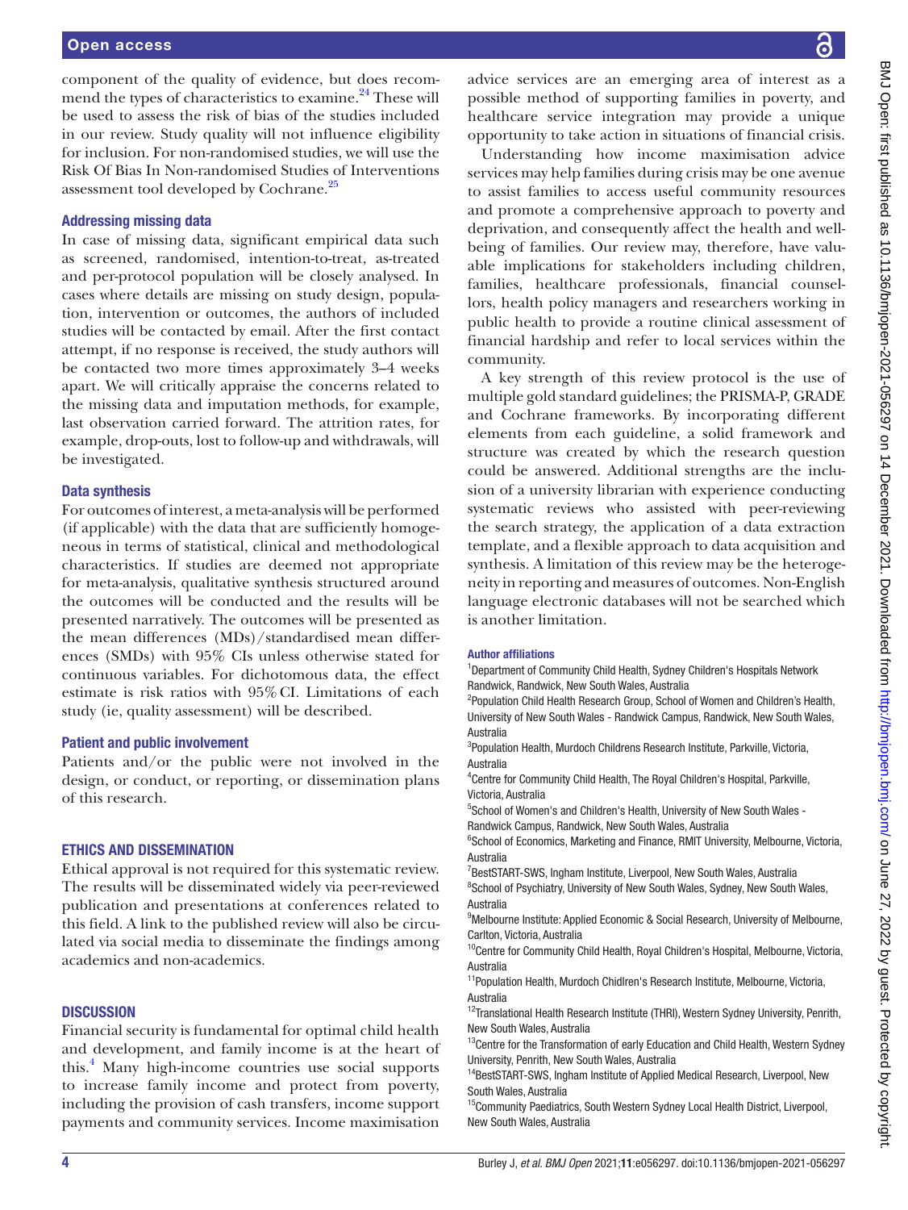component of the quality of evidence, but does recommend the types of characteristics to examine.[24] These will be used to assess the risk of bias of the studies included in our review. Study quality will not influence eligibility for inclusion. For non-randomised studies, we will use the Risk Of Bias In Non-randomised Studies of Interventions assessment tool developed by Cochrane.[25]

### Addressing missing data

In case of missing data, significant empirical data such as screened, randomised, intention-to-treat, as-treated and per-protocol population will be closely analysed. In cases where details are missing on study design, population, intervention or outcomes, the authors of included studies will be contacted by email. After the first contact attempt, if no response is received, the study authors will be contacted two more times approximately 3–4 weeks apart. We will critically appraise the concerns related to the missing data and imputation methods, for example, last observation carried forward. The attrition rates, for example, drop-outs, lost to follow-up and withdrawals, will be investigated.

### Data synthesis

For outcomes of interest, a meta-analysis will be performed (if applicable) with the data that are sufficiently homogeneous in terms of statistical, clinical and methodological characteristics. If studies are deemed not appropriate for meta-analysis, qualitative synthesis structured around the outcomes will be conducted and the results will be presented narratively. The outcomes will be presented as the mean differences (MDs)/standardised mean differences (SMDs) with 95% CIs unless otherwise stated for continuous variables. For dichotomous data, the effect estimate is risk ratios with 95% CI. Limitations of each study (ie, quality assessment) will be described.

### Patient and public involvement

Patients and/or the public were not involved in the design, or conduct, or reporting, or dissemination plans of this research.

## ETHICS AND DISSEMINATION

Ethical approval is not required for this systematic review. The results will be disseminated widely via peer-reviewed publication and presentations at conferences related to this field. A link to the published review will also be circulated via social media to disseminate the findings among academics and non-academics.

## DISCUSSION

Financial security is fundamental for optimal child health and development, and family income is at the heart of this.[4] Many high-income countries use social supports to increase family income and protect from poverty, including the provision of cash transfers, income support payments and community services. Income maximisation advice services are an emerging area of interest as a possible method of supporting families in poverty, and healthcare service integration may provide a unique opportunity to take action in situations of financial crisis.

Understanding how income maximisation advice services may help families during crisis may be one avenue to assist families to access useful community resources and promote a comprehensive approach to poverty and deprivation, and consequently affect the health and wellbeing of families. Our review may, therefore, have valuable implications for stakeholders including children, families, healthcare professionals, financial counsellors, health policy managers and researchers working in public health to provide a routine clinical assessment of financial hardship and refer to local services within the community.

A key strength of this review protocol is the use of multiple gold standard guidelines; the PRISMA-P, GRADE and Cochrane frameworks. By incorporating different elements from each guideline, a solid framework and structure was created by which the research question could be answered. Additional strengths are the inclusion of a university librarian with experience conducting systematic reviews who assisted with peer-reviewing the search strategy, the application of a data extraction template, and a flexible approach to data acquisition and synthesis. A limitation of this review may be the heterogeneity in reporting and measures of outcomes. Non-English language electronic databases will not be searched which is another limitation.

### Author affiliations

[1]Department of Community Child Health, Sydney Children's Hospitals Network Randwick, Randwick, New South Wales, Australia
[2]Population Child Health Research Group, School of Women and Children's Health, University of New South Wales - Randwick Campus, Randwick, New South Wales, Australia
[3]Population Health, Murdoch Childrens Research Institute, Parkville, Victoria, Australia
[4]Centre for Community Child Health, The Royal Children's Hospital, Parkville, Victoria, Australia
[5]School of Women's and Children's Health, University of New South Wales - Randwick Campus, Randwick, New South Wales, Australia
[6]School of Economics, Marketing and Finance, RMIT University, Melbourne, Victoria, Australia
[7]BestSTART-SWS, Ingham Institute, Liverpool, New South Wales, Australia
[8]School of Psychiatry, University of New South Wales, Sydney, New South Wales, Australia
[9]Melbourne Institute: Applied Economic & Social Research, University of Melbourne, Carlton, Victoria, Australia
[10]Centre for Community Child Health, Royal Children's Hospital, Melbourne, Victoria, Australia
[11]Population Health, Murdoch Chidlren's Research Institute, Melbourne, Victoria, Australia
[12]Translational Health Research Institute (THRI), Western Sydney University, Penrith, New South Wales, Australia
[13]Centre for the Transformation of early Education and Child Health, Western Sydney University, Penrith, New South Wales, Australia
[14]BestSTART-SWS, Ingham Institute of Applied Medical Research, Liverpool, New South Wales, Australia
[15]Community Paediatrics, South Western Sydney Local Health District, Liverpool, New South Wales, Australia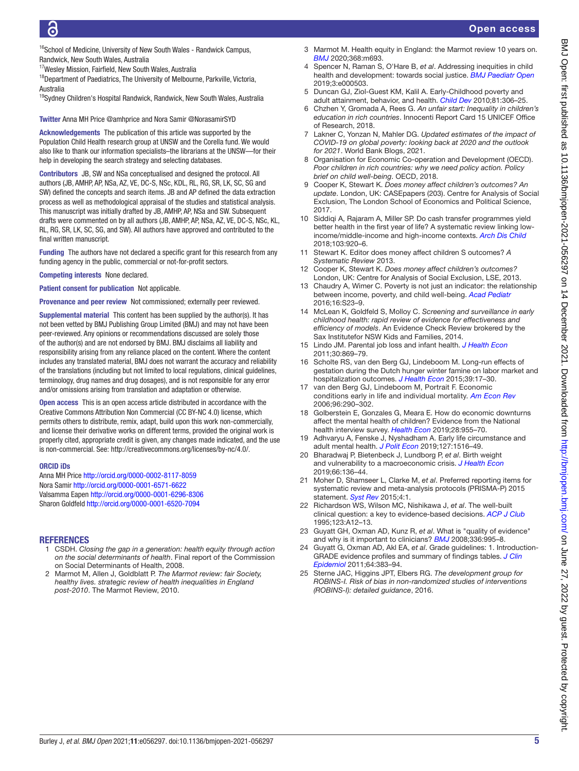[16]School of Medicine, University of New South Wales - Randwick Campus, Randwick, New South Wales, Australia
[17]Wesley Mission, Fairfield, New South Wales, Australia
[18]Department of Paediatrics, The University of Melbourne, Parkville, Victoria, Australia
[19]Sydney Children's Hospital Randwick, Randwick, New South Wales, Australia

**Twitter** Anna MH Price @amhprice and Nora Samir @NorasamirSYD

**Acknowledgements** The publication of this article was supported by the Population Child Health research group at UNSW and the Corella fund. We would also like to thank our information specialists–the librarians at the UNSW—for their help in developing the search strategy and selecting databases.

**Contributors** JB, SW and NSa conceptualised and designed the protocol. All authors (JB, AMHP, AP, NSa, AZ, VE, DC-S, NSc, KDL, RL, RG, SR, LK, SC, SG and SW) defined the concepts and search items. JB and AP defined the data extraction process as well as methodological appraisal of the studies and statistical analysis. This manuscript was initially drafted by JB, AMHP, AP, NSa and SW. Subsequent drafts were commented on by all authors (JB, AMHP, AP, NSa, AZ, VE, DC-S, NSc, KL, RL, RG, SR, LK, SC, SG, and SW). All authors have approved and contributed to the final written manuscript.

**Funding** The authors have not declared a specific grant for this research from any funding agency in the public, commercial or not-for-profit sectors.

**Competing interests** None declared.

**Patient consent for publication** Not applicable.

**Provenance and peer review** Not commissioned; externally peer reviewed.

**Supplemental material** This content has been supplied by the author(s). It has not been vetted by BMJ Publishing Group Limited (BMJ) and may not have been peer-reviewed. Any opinions or recommendations discussed are solely those of the author(s) and are not endorsed by BMJ. BMJ disclaims all liability and responsibility arising from any reliance placed on the content. Where the content includes any translated material, BMJ does not warrant the accuracy and reliability of the translations (including but not limited to local regulations, clinical guidelines, terminology, drug names and drug dosages), and is not responsible for any error and/or omissions arising from translation and adaptation or otherwise.

**Open access** This is an open access article distributed in accordance with the Creative Commons Attribution Non Commercial (CC BY-NC 4.0) license, which permits others to distribute, remix, adapt, build upon this work non-commercially, and license their derivative works on different terms, provided the original work is properly cited, appropriate credit is given, any changes made indicated, and the use is non-commercial. See: http://creativecommons.org/licenses/by-nc/4.0/.

**ORCID iDs**
Anna MH Price http://orcid.org/0000-0002-8117-8059
Nora Samir http://orcid.org/0000-0001-6571-6622
Valsamma Eapen http://orcid.org/0000-0001-6296-8306
Sharon Goldfeld http://orcid.org/0000-0001-6520-7094

## REFERENCES

1. CSDH. *Closing the gap in a generation: health equity through action on the social determinants of health*. Final report of the Commission on Social Determinants of Health, 2008.
2. Marmot M, Allen J, Goldblatt P. *The Marmot review: fair Society, healthy lives. strategic review of health inequalities in England post-2010*. The Marmot Review, 2010.
3. Marmot M. Health equity in England: the Marmot review 10 years on. *BMJ* 2020;368:m693.
4. Spencer N, Raman S, O'Hare B, *et al*. Addressing inequities in child health and development: towards social justice. *BMJ Paediatr Open* 2019;3:e000503.
5. Duncan GJ, Ziol-Guest KM, Kalil A. Early-Childhood poverty and adult attainment, behavior, and health. *Child Dev* 2010;81:306–25.
6. Chzhen Y, Gromada A, Rees G. *An unfair start: Inequality in children's education in rich countries*. Innocenti Report Card 15 UNICEF Office of Research, 2018.
7. Lakner C, Yonzan N, Mahler DG. *Updated estimates of the impact of COVID-19 on global poverty: looking back at 2020 and the outlook for 2021*. World Bank Blogs, 2021.
8. Organisation for Economic Co-operation and Development (OECD). *Poor children in rich countries: why we need policy action. Policy brief on child well-being*. OECD, 2018.
9. Cooper K, Stewart K. *Does money affect children's outcomes? An update*. London, UK: CASEpapers (203). Centre for Analysis of Social Exclusion, The London School of Economics and Political Science, 2017.
10. Siddiqi A, Rajaram A, Miller SP. Do cash transfer programmes yield better health in the first year of life? A systematic review linking low-income/middle-income and high-income contexts. *Arch Dis Child* 2018;103:920–6.
11. Stewart K. Editor does money affect children S outcomes? *A Systematic Review* 2013.
12. Cooper K, Stewart K. *Does money affect children's outcomes?* London, UK: Centre for Analysis of Social Exclusion, LSE, 2013.
13. Chaudry A, Wimer C. Poverty is not just an indicator: the relationship between income, poverty, and child well-being. *Acad Pediatr* 2016;16:S23–9.
14. McLean K, Goldfeld S, Molloy C. *Screening and surveillance in early childhood health: rapid review of evidence for effectiveness and efficiency of models*. An Evidence Check Review brokered by the Sax Institutefor NSW Kids and Families, 2014.
15. Lindo JM. Parental job loss and infant health. *J Health Econ* 2011;30:869–79.
16. Scholte RS, van den Berg GJ, Lindeboom M. Long-run effects of gestation during the Dutch hunger winter famine on labor market and hospitalization outcomes. *J Health Econ* 2015;39:17–30.
17. van den Berg GJ, Lindeboom M, Portrait F. Economic conditions early in life and individual mortality. *Am Econ Rev* 2006;96:290–302.
18. Golberstein E, Gonzales G, Meara E. How do economic downturns affect the mental health of children? Evidence from the National health interview survey. *Health Econ* 2019;28:955–70.
19. Adhvaryu A, Fenske J, Nyshadham A. Early life circumstance and adult mental health. *J Polit Econ* 2019;127:1516–49.
20. Bharadwaj P, Bietenbeck J, Lundborg P, *et al*. Birth weight and vulnerability to a macroeconomic crisis. *J Health Econ* 2019;66:136–44.
21. Moher D, Shamseer L, Clarke M, *et al*. Preferred reporting items for systematic review and meta-analysis protocols (PRISMA-P) 2015 statement. *Syst Rev* 2015;4:1.
22. Richardson WS, Wilson MC, Nishikawa J, *et al*. The well-built clinical question: a key to evidence-based decisions. *ACP J Club* 1995;123:A12–13.
23. Guyatt GH, Oxman AD, Kunz R, *et al*. What is "quality of evidence" and why is it important to clinicians? *BMJ* 2008;336:995–8.
24. Guyatt G, Oxman AD, Akl EA, *et al*. Grade guidelines: 1. Introduction-GRADE evidence profiles and summary of findings tables. *J Clin Epidemiol* 2011;64:383–94.
25. Sterne JAC, Higgins JPT, Elbers RG. *The development group for ROBINS-I. Risk of bias in non-randomized studies of interventions (ROBINS-I): detailed guidance*, 2016.